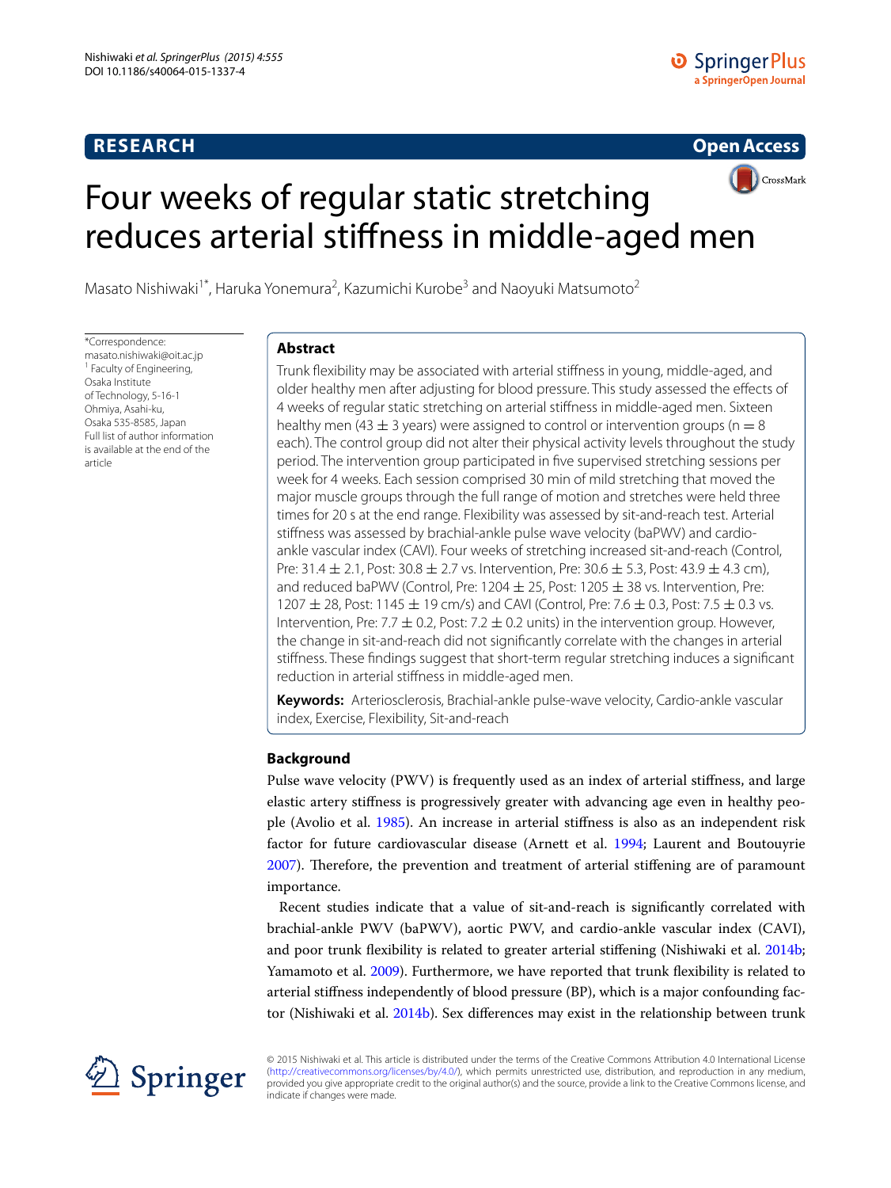RESEARCH

Open Access

# Four weeks of regular static stretching reduces arterial stiffness in middle-aged men

Masato Nishiwaki[1*], Haruka Yonemura[2], Kazumichi Kurobe[3] and Naoyuki Matsumoto[2]

*Correspondence: masato.nishiwaki@oit.ac.jp
[1] Faculty of Engineering, Osaka Institute of Technology, 5-16-1 Ohmiya, Asahi-ku, Osaka 535-8585, Japan
Full list of author information is available at the end of the article

## Abstract

Trunk flexibility may be associated with arterial stiffness in young, middle-aged, and older healthy men after adjusting for blood pressure. This study assessed the effects of 4 weeks of regular static stretching on arterial stiffness in middle-aged men. Sixteen healthy men (43 ± 3 years) were assigned to control or intervention groups (n = 8 each). The control group did not alter their physical activity levels throughout the study period. The intervention group participated in five supervised stretching sessions per week for 4 weeks. Each session comprised 30 min of mild stretching that moved the major muscle groups through the full range of motion and stretches were held three times for 20 s at the end range. Flexibility was assessed by sit-and-reach test. Arterial stiffness was assessed by brachial-ankle pulse wave velocity (baPWV) and cardio-ankle vascular index (CAVI). Four weeks of stretching increased sit-and-reach (Control, Pre: 31.4 ± 2.1, Post: 30.8 ± 2.7 vs. Intervention, Pre: 30.6 ± 5.3, Post: 43.9 ± 4.3 cm), and reduced baPWV (Control, Pre: 1204 ± 25, Post: 1205 ± 38 vs. Intervention, Pre: 1207 ± 28, Post: 1145 ± 19 cm/s) and CAVI (Control, Pre: 7.6 ± 0.3, Post: 7.5 ± 0.3 vs. Intervention, Pre: 7.7 ± 0.2, Post: 7.2 ± 0.2 units) in the intervention group. However, the change in sit-and-reach did not significantly correlate with the changes in arterial stiffness. These findings suggest that short-term regular stretching induces a significant reduction in arterial stiffness in middle-aged men.

**Keywords:** Arteriosclerosis, Brachial-ankle pulse-wave velocity, Cardio-ankle vascular index, Exercise, Flexibility, Sit-and-reach

## Background

Pulse wave velocity (PWV) is frequently used as an index of arterial stiffness, and large elastic artery stiffness is progressively greater with advancing age even in healthy people (Avolio et al. 1985). An increase in arterial stiffness is also as an independent risk factor for future cardiovascular disease (Arnett et al. 1994; Laurent and Boutouyrie 2007). Therefore, the prevention and treatment of arterial stiffening are of paramount importance.

Recent studies indicate that a value of sit-and-reach is significantly correlated with brachial-ankle PWV (baPWV), aortic PWV, and cardio-ankle vascular index (CAVI), and poor trunk flexibility is related to greater arterial stiffening (Nishiwaki et al. 2014b; Yamamoto et al. 2009). Furthermore, we have reported that trunk flexibility is related to arterial stiffness independently of blood pressure (BP), which is a major confounding factor (Nishiwaki et al. 2014b). Sex differences may exist in the relationship between trunk

© 2015 Nishiwaki et al. This article is distributed under the terms of the Creative Commons Attribution 4.0 International License (http://creativecommons.org/licenses/by/4.0/), which permits unrestricted use, distribution, and reproduction in any medium, provided you give appropriate credit to the original author(s) and the source, provide a link to the Creative Commons license, and indicate if changes were made.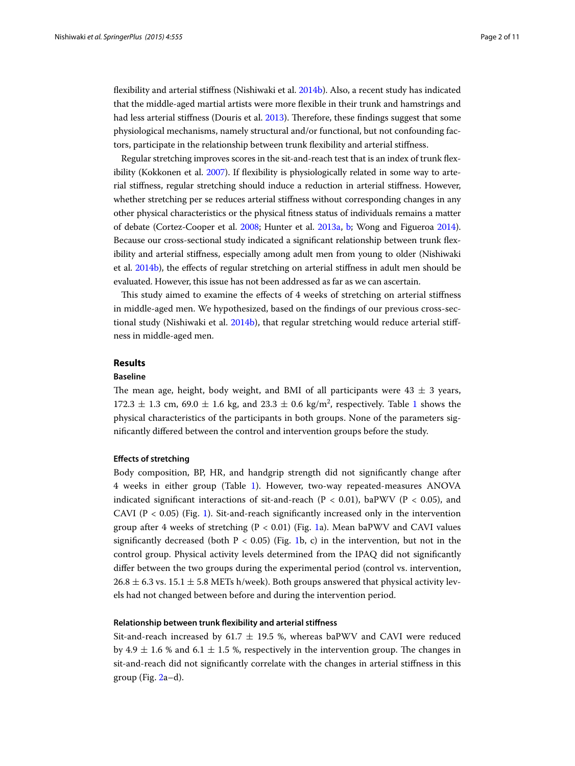flexibility and arterial stiffness (Nishiwaki et al. 2014b). Also, a recent study has indicated that the middle-aged martial artists were more flexible in their trunk and hamstrings and had less arterial stiffness (Douris et al. 2013). Therefore, these findings suggest that some physiological mechanisms, namely structural and/or functional, but not confounding factors, participate in the relationship between trunk flexibility and arterial stiffness.

Regular stretching improves scores in the sit-and-reach test that is an index of trunk flexibility (Kokkonen et al. 2007). If flexibility is physiologically related in some way to arterial stiffness, regular stretching should induce a reduction in arterial stiffness. However, whether stretching per se reduces arterial stiffness without corresponding changes in any other physical characteristics or the physical fitness status of individuals remains a matter of debate (Cortez-Cooper et al. 2008; Hunter et al. 2013a, b; Wong and Figueroa 2014). Because our cross-sectional study indicated a significant relationship between trunk flexibility and arterial stiffness, especially among adult men from young to older (Nishiwaki et al. 2014b), the effects of regular stretching on arterial stiffness in adult men should be evaluated. However, this issue has not been addressed as far as we can ascertain.

This study aimed to examine the effects of 4 weeks of stretching on arterial stiffness in middle-aged men. We hypothesized, based on the findings of our previous cross-sectional study (Nishiwaki et al. 2014b), that regular stretching would reduce arterial stiffness in middle-aged men.

## Results

### Baseline

The mean age, height, body weight, and BMI of all participants were 43 ± 3 years, 172.3 ± 1.3 cm, 69.0 ± 1.6 kg, and 23.3 ± 0.6 kg/m$^2$, respectively. Table 1 shows the physical characteristics of the participants in both groups. None of the parameters significantly differed between the control and intervention groups before the study.

#### Effects of stretching

Body composition, BP, HR, and handgrip strength did not significantly change after 4 weeks in either group (Table 1). However, two-way repeated-measures ANOVA indicated significant interactions of sit-and-reach ($P < 0.01$), baPWV ($P < 0.05$), and CAVI ($P < 0.05$) (Fig. 1). Sit-and-reach significantly increased only in the intervention group after 4 weeks of stretching ($P < 0.01$) (Fig. 1a). Mean baPWV and CAVI values significantly decreased (both $P < 0.05$) (Fig. 1b, c) in the intervention, but not in the control group. Physical activity levels determined from the IPAQ did not significantly differ between the two groups during the experimental period (control vs. intervention, 26.8 ± 6.3 vs. 15.1 ± 5.8 METs h/week). Both groups answered that physical activity levels had not changed between before and during the intervention period.

#### Relationship between trunk flexibility and arterial stiffness

Sit-and-reach increased by 61.7 ± 19.5 %, whereas baPWV and CAVI were reduced by 4.9 ± 1.6 % and 6.1 ± 1.5 %, respectively in the intervention group. The changes in sit-and-reach did not significantly correlate with the changes in arterial stiffness in this group (Fig. 2a–d).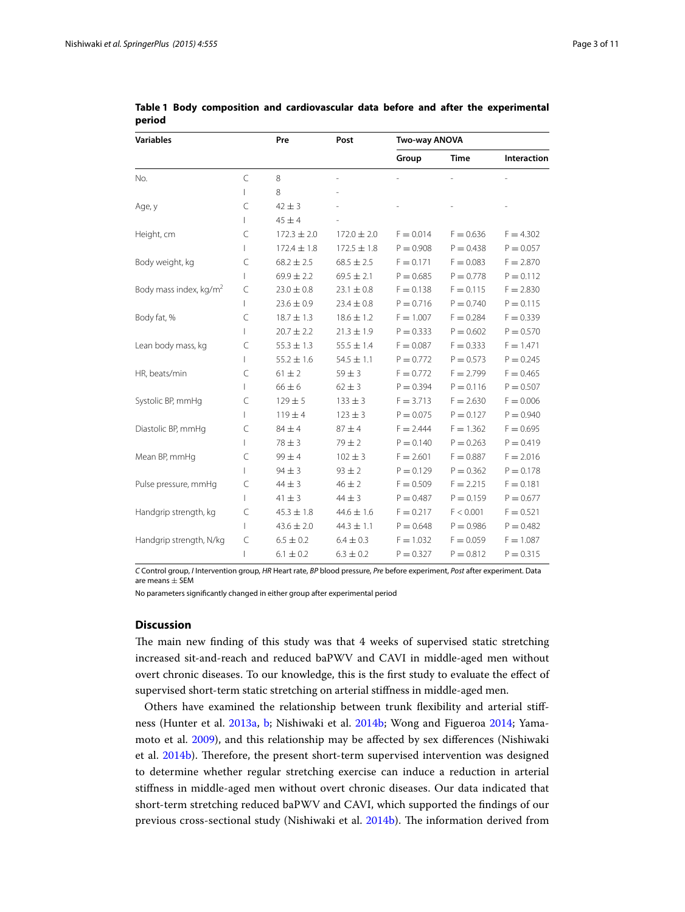**Table 1 Body composition and cardiovascular data before and after the experimental period**

| Variables | | Pre | Post | Two-way ANOVA | | |
|---|---|---|---|---|---|---|
| | | | | Group | Time | Interaction |
| No. | C | 8 | - | - | - | - |
| | I | 8 | - | | | |
| Age, y | C | 42 ± 3 | - | - | - | - |
| | I | 45 ± 4 | - | | | |
| Height, cm | C | 172.3 ± 2.0 | 172.0 ± 2.0 | F = 0.014 | F = 0.636 | F = 4.302 |
| | I | 172.4 ± 1.8 | 172.5 ± 1.8 | P = 0.908 | P = 0.438 | P = 0.057 |
| Body weight, kg | C | 68.2 ± 2.5 | 68.5 ± 2.5 | F = 0.171 | F = 0.083 | F = 2.870 |
| | I | 69.9 ± 2.2 | 69.5 ± 2.1 | P = 0.685 | P = 0.778 | P = 0.112 |
| Body mass index, kg/m$^2$ | C | 23.0 ± 0.8 | 23.1 ± 0.8 | F = 0.138 | F = 0.115 | F = 2.830 |
| | I | 23.6 ± 0.9 | 23.4 ± 0.8 | P = 0.716 | P = 0.740 | P = 0.115 |
| Body fat, % | C | 18.7 ± 1.3 | 18.6 ± 1.2 | F = 1.007 | F = 0.284 | F = 0.339 |
| | I | 20.7 ± 2.2 | 21.3 ± 1.9 | P = 0.333 | P = 0.602 | P = 0.570 |
| Lean body mass, kg | C | 55.3 ± 1.3 | 55.5 ± 1.4 | F = 0.087 | F = 0.333 | F = 1.471 |
| | I | 55.2 ± 1.6 | 54.5 ± 1.1 | P = 0.772 | P = 0.573 | P = 0.245 |
| HR, beats/min | C | 61 ± 2 | 59 ± 3 | F = 0.772 | F = 2.799 | F = 0.465 |
| | I | 66 ± 6 | 62 ± 3 | P = 0.394 | P = 0.116 | P = 0.507 |
| Systolic BP, mmHg | C | 129 ± 5 | 133 ± 3 | F = 3.713 | F = 2.630 | F = 0.006 |
| | I | 119 ± 4 | 123 ± 3 | P = 0.075 | P = 0.127 | P = 0.940 |
| Diastolic BP, mmHg | C | 84 ± 4 | 87 ± 4 | F = 2.444 | F = 1.362 | F = 0.695 |
| | I | 78 ± 3 | 79 ± 2 | P = 0.140 | P = 0.263 | P = 0.419 |
| Mean BP, mmHg | C | 99 ± 4 | 102 ± 3 | F = 2.601 | F = 0.887 | F = 2.016 |
| | I | 94 ± 3 | 93 ± 2 | P = 0.129 | P = 0.362 | P = 0.178 |
| Pulse pressure, mmHg | C | 44 ± 3 | 46 ± 2 | F = 0.509 | F = 2.215 | F = 0.181 |
| | I | 41 ± 3 | 44 ± 3 | P = 0.487 | P = 0.159 | P = 0.677 |
| Handgrip strength, kg | C | 45.3 ± 1.8 | 44.6 ± 1.6 | F = 0.217 | F < 0.001 | F = 0.521 |
| | I | 43.6 ± 2.0 | 44.3 ± 1.1 | P = 0.648 | P = 0.986 | P = 0.482 |
| Handgrip strength, N/kg | C | 6.5 ± 0.2 | 6.4 ± 0.3 | F = 1.032 | F = 0.059 | F = 1.087 |
| | I | 6.1 ± 0.2 | 6.3 ± 0.2 | P = 0.327 | P = 0.812 | P = 0.315 |

*C* Control group, *I* Intervention group, *HR* Heart rate, *BP* blood pressure, *Pre* before experiment, *Post* after experiment. Data are means ± SEM

No parameters significantly changed in either group after experimental period

## Discussion

The main new finding of this study was that 4 weeks of supervised static stretching increased sit-and-reach and reduced baPWV and CAVI in middle-aged men without overt chronic diseases. To our knowledge, this is the first study to evaluate the effect of supervised short-term static stretching on arterial stiffness in middle-aged men.

Others have examined the relationship between trunk flexibility and arterial stiffness (Hunter et al. 2013a, b; Nishiwaki et al. 2014b; Wong and Figueroa 2014; Yamamoto et al. 2009), and this relationship may be affected by sex differences (Nishiwaki et al. 2014b). Therefore, the present short-term supervised intervention was designed to determine whether regular stretching exercise can induce a reduction in arterial stiffness in middle-aged men without overt chronic diseases. Our data indicated that short-term stretching reduced baPWV and CAVI, which supported the findings of our previous cross-sectional study (Nishiwaki et al. 2014b). The information derived from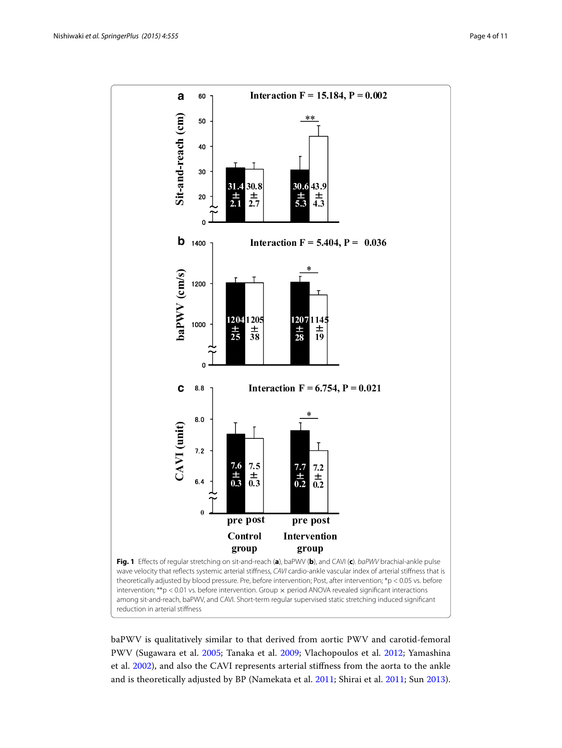**Fig. 1** Effects of regular stretching on sit-and-reach (**a**), baPWV (**b**), and CAVI (**c**). *baPWV* brachial-ankle pulse wave velocity that reflects systemic arterial stiffness, *CAVI* cardio-ankle vascular index of arterial stiffness that is theoretically adjusted by blood pressure. Pre, before intervention; Post, after intervention; *p < 0.05 vs. before intervention; **p < 0.01 vs. before intervention. Group × period ANOVA revealed significant interactions among sit-and-reach, baPWV, and CAVI. Short-term regular supervised static stretching induced significant reduction in arterial stiffness

baPWV is qualitatively similar to that derived from aortic PWV and carotid-femoral PWV (Sugawara et al. 2005; Tanaka et al. 2009; Vlachopoulos et al. 2012; Yamashina et al. 2002), and also the CAVI represents arterial stiffness from the aorta to the ankle and is theoretically adjusted by BP (Namekata et al. 2011; Shirai et al. 2011; Sun 2013).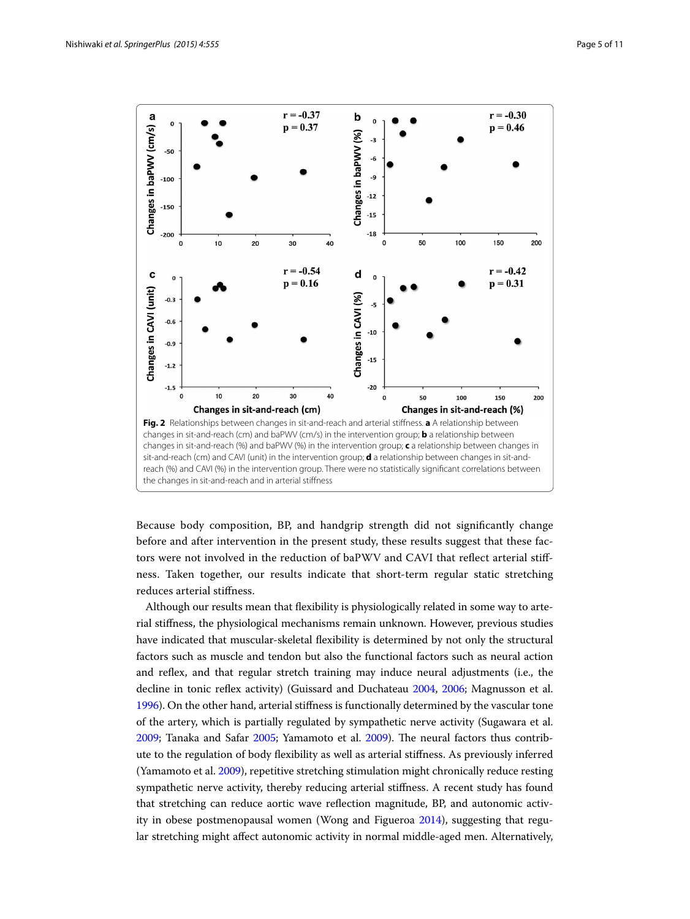**Fig. 2** Relationships between changes in sit-and-reach and arterial stiffness. **a** A relationship between changes in sit-and-reach (cm) and baPWV (cm/s) in the intervention group; **b** a relationship between changes in sit-and-reach (%) and baPWV (%) in the intervention group; **c** a relationship between changes in sit-and-reach (cm) and CAVI (unit) in the intervention group; **d** a relationship between changes in sit-and-reach (%) and CAVI (%) in the intervention group. There were no statistically significant correlations between the changes in sit-and-reach and in arterial stiffness

Because body composition, BP, and handgrip strength did not significantly change before and after intervention in the present study, these results suggest that these factors were not involved in the reduction of baPWV and CAVI that reflect arterial stiffness. Taken together, our results indicate that short-term regular static stretching reduces arterial stiffness.

Although our results mean that flexibility is physiologically related in some way to arterial stiffness, the physiological mechanisms remain unknown. However, previous studies have indicated that muscular-skeletal flexibility is determined by not only the structural factors such as muscle and tendon but also the functional factors such as neural action and reflex, and that regular stretch training may induce neural adjustments (i.e., the decline in tonic reflex activity) (Guissard and Duchateau 2004, 2006; Magnusson et al. 1996). On the other hand, arterial stiffness is functionally determined by the vascular tone of the artery, which is partially regulated by sympathetic nerve activity (Sugawara et al. 2009; Tanaka and Safar 2005; Yamamoto et al. 2009). The neural factors thus contribute to the regulation of body flexibility as well as arterial stiffness. As previously inferred (Yamamoto et al. 2009), repetitive stretching stimulation might chronically reduce resting sympathetic nerve activity, thereby reducing arterial stiffness. A recent study has found that stretching can reduce aortic wave reflection magnitude, BP, and autonomic activity in obese postmenopausal women (Wong and Figueroa 2014), suggesting that regular stretching might affect autonomic activity in normal middle-aged men. Alternatively,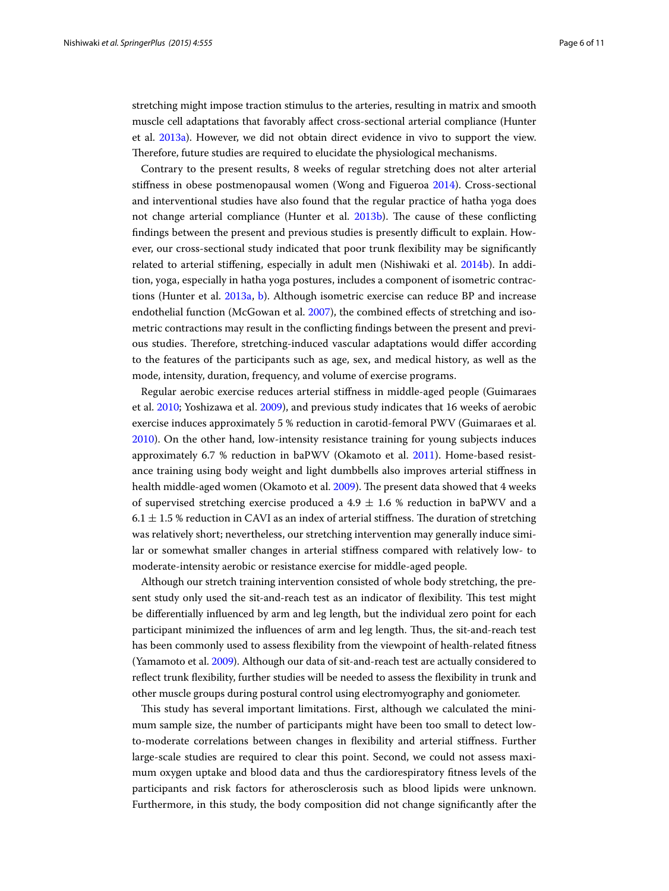stretching might impose traction stimulus to the arteries, resulting in matrix and smooth muscle cell adaptations that favorably affect cross-sectional arterial compliance (Hunter et al. 2013a). However, we did not obtain direct evidence in vivo to support the view. Therefore, future studies are required to elucidate the physiological mechanisms.

Contrary to the present results, 8 weeks of regular stretching does not alter arterial stiffness in obese postmenopausal women (Wong and Figueroa 2014). Cross-sectional and interventional studies have also found that the regular practice of hatha yoga does not change arterial compliance (Hunter et al. 2013b). The cause of these conflicting findings between the present and previous studies is presently difficult to explain. However, our cross-sectional study indicated that poor trunk flexibility may be significantly related to arterial stiffening, especially in adult men (Nishiwaki et al. 2014b). In addition, yoga, especially in hatha yoga postures, includes a component of isometric contractions (Hunter et al. 2013a, b). Although isometric exercise can reduce BP and increase endothelial function (McGowan et al. 2007), the combined effects of stretching and isometric contractions may result in the conflicting findings between the present and previous studies. Therefore, stretching-induced vascular adaptations would differ according to the features of the participants such as age, sex, and medical history, as well as the mode, intensity, duration, frequency, and volume of exercise programs.

Regular aerobic exercise reduces arterial stiffness in middle-aged people (Guimaraes et al. 2010; Yoshizawa et al. 2009), and previous study indicates that 16 weeks of aerobic exercise induces approximately 5 % reduction in carotid-femoral PWV (Guimaraes et al. 2010). On the other hand, low-intensity resistance training for young subjects induces approximately 6.7 % reduction in baPWV (Okamoto et al. 2011). Home-based resistance training using body weight and light dumbbells also improves arterial stiffness in health middle-aged women (Okamoto et al. 2009). The present data showed that 4 weeks of supervised stretching exercise produced a $4.9 \pm 1.6$ % reduction in baPWV and a $6.1 \pm 1.5$ % reduction in CAVI as an index of arterial stiffness. The duration of stretching was relatively short; nevertheless, our stretching intervention may generally induce similar or somewhat smaller changes in arterial stiffness compared with relatively low- to moderate-intensity aerobic or resistance exercise for middle-aged people.

Although our stretch training intervention consisted of whole body stretching, the present study only used the sit-and-reach test as an indicator of flexibility. This test might be differentially influenced by arm and leg length, but the individual zero point for each participant minimized the influences of arm and leg length. Thus, the sit-and-reach test has been commonly used to assess flexibility from the viewpoint of health-related fitness (Yamamoto et al. 2009). Although our data of sit-and-reach test are actually considered to reflect trunk flexibility, further studies will be needed to assess the flexibility in trunk and other muscle groups during postural control using electromyography and goniometer.

This study has several important limitations. First, although we calculated the minimum sample size, the number of participants might have been too small to detect low-to-moderate correlations between changes in flexibility and arterial stiffness. Further large-scale studies are required to clear this point. Second, we could not assess maximum oxygen uptake and blood data and thus the cardiorespiratory fitness levels of the participants and risk factors for atherosclerosis such as blood lipids were unknown. Furthermore, in this study, the body composition did not change significantly after the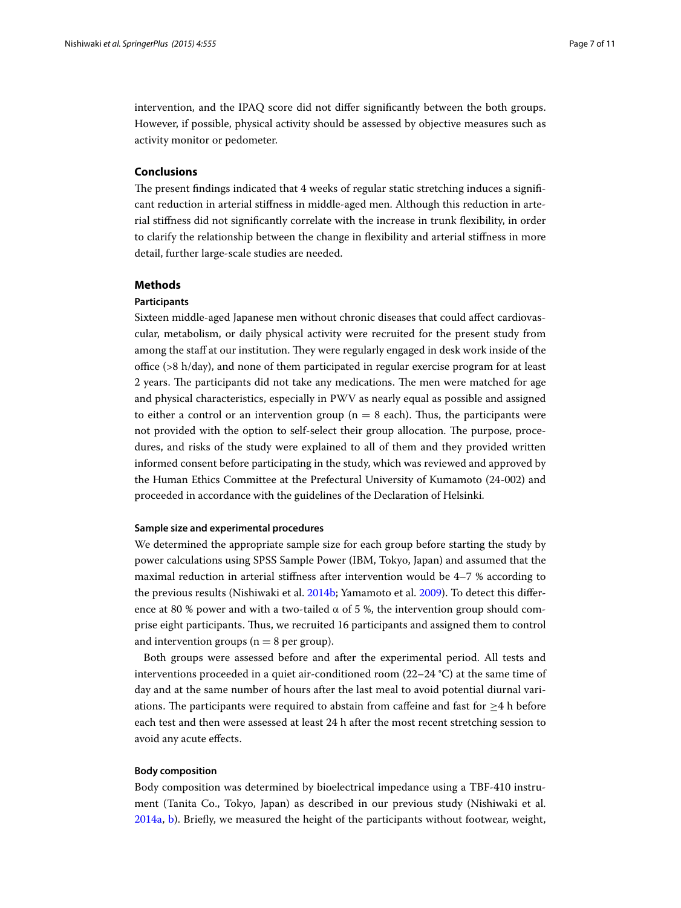intervention, and the IPAQ score did not differ significantly between the both groups. However, if possible, physical activity should be assessed by objective measures such as activity monitor or pedometer.

## Conclusions

The present findings indicated that 4 weeks of regular static stretching induces a significant reduction in arterial stiffness in middle-aged men. Although this reduction in arterial stiffness did not significantly correlate with the increase in trunk flexibility, in order to clarify the relationship between the change in flexibility and arterial stiffness in more detail, further large-scale studies are needed.

## Methods

### Participants

Sixteen middle-aged Japanese men without chronic diseases that could affect cardiovascular, metabolism, or daily physical activity were recruited for the present study from among the staff at our institution. They were regularly engaged in desk work inside of the office (>8 h/day), and none of them participated in regular exercise program for at least 2 years. The participants did not take any medications. The men were matched for age and physical characteristics, especially in PWV as nearly equal as possible and assigned to either a control or an intervention group ($n = 8$ each). Thus, the participants were not provided with the option to self-select their group allocation. The purpose, procedures, and risks of the study were explained to all of them and they provided written informed consent before participating in the study, which was reviewed and approved by the Human Ethics Committee at the Prefectural University of Kumamoto (24-002) and proceeded in accordance with the guidelines of the Declaration of Helsinki.

#### Sample size and experimental procedures

We determined the appropriate sample size for each group before starting the study by power calculations using SPSS Sample Power (IBM, Tokyo, Japan) and assumed that the maximal reduction in arterial stiffness after intervention would be 4–7 % according to the previous results (Nishiwaki et al. 2014b; Yamamoto et al. 2009). To detect this difference at 80 % power and with a two-tailed $\alpha$ of 5 %, the intervention group should comprise eight participants. Thus, we recruited 16 participants and assigned them to control and intervention groups ($n = 8$ per group).

Both groups were assessed before and after the experimental period. All tests and interventions proceeded in a quiet air-conditioned room (22–24 °C) at the same time of day and at the same number of hours after the last meal to avoid potential diurnal variations. The participants were required to abstain from caffeine and fast for $\geq$4 h before each test and then were assessed at least 24 h after the most recent stretching session to avoid any acute effects.

#### Body composition

Body composition was determined by bioelectrical impedance using a TBF-410 instrument (Tanita Co., Tokyo, Japan) as described in our previous study (Nishiwaki et al. 2014a, b). Briefly, we measured the height of the participants without footwear, weight,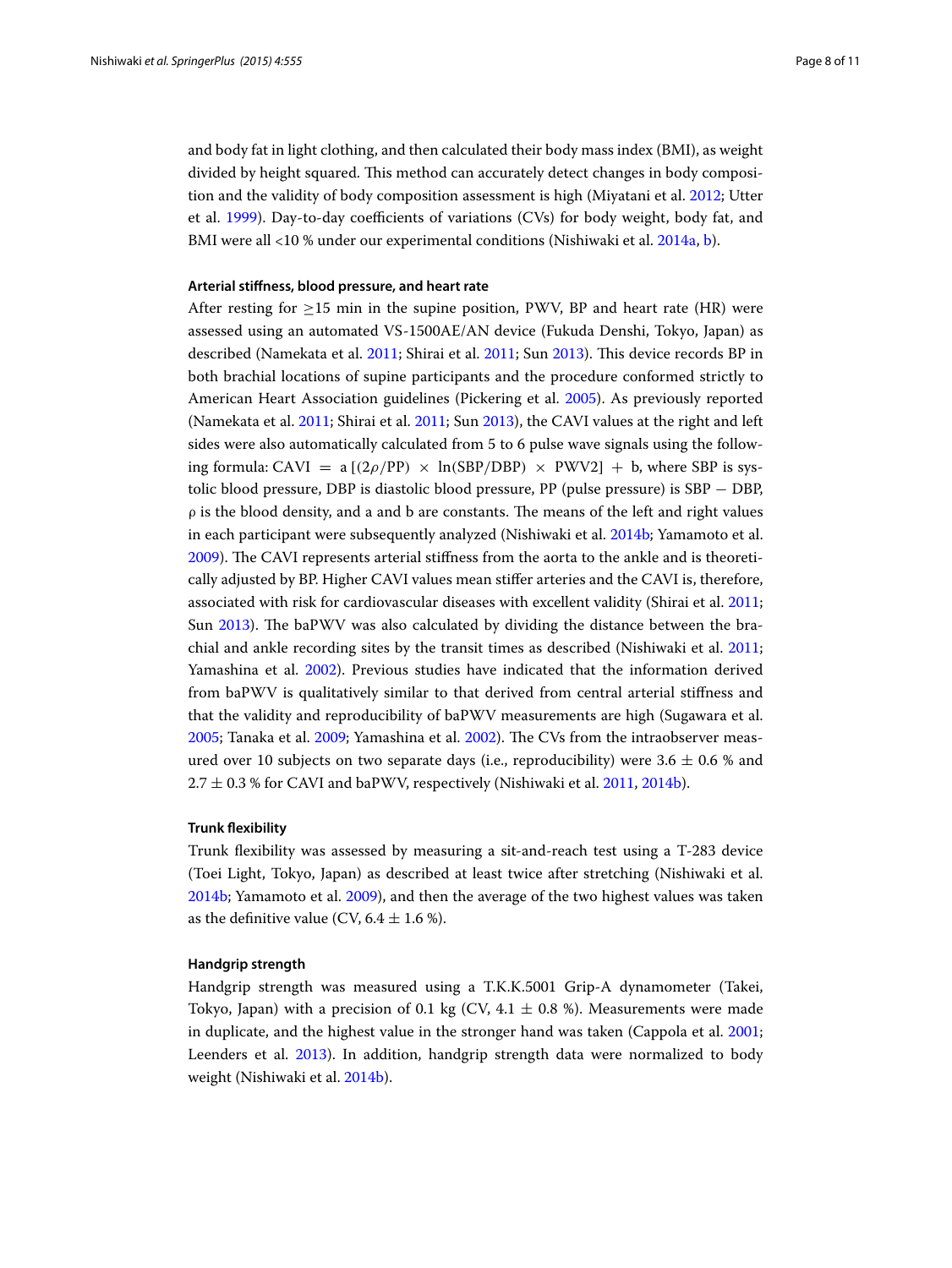and body fat in light clothing, and then calculated their body mass index (BMI), as weight divided by height squared. This method can accurately detect changes in body composition and the validity of body composition assessment is high (Miyatani et al. 2012; Utter et al. 1999). Day-to-day coefficients of variations (CVs) for body weight, body fat, and BMI were all <10 % under our experimental conditions (Nishiwaki et al. 2014a, b).

#### Arterial stiffness, blood pressure, and heart rate

After resting for $\geq$15 min in the supine position, PWV, BP and heart rate (HR) were assessed using an automated VS-1500AE/AN device (Fukuda Denshi, Tokyo, Japan) as described (Namekata et al. 2011; Shirai et al. 2011; Sun 2013). This device records BP in both brachial locations of supine participants and the procedure conformed strictly to American Heart Association guidelines (Pickering et al. 2005). As previously reported (Namekata et al. 2011; Shirai et al. 2011; Sun 2013), the CAVI values at the right and left sides were also automatically calculated from 5 to 6 pulse wave signals using the following formula: $\mathrm{CAVI} = \mathrm{a}\left[(2\rho/\mathrm{PP}) \times \ln(\mathrm{SBP}/\mathrm{DBP}) \times \mathrm{PWV2}\right] + \mathrm{b}$, where SBP is systolic blood pressure, DBP is diastolic blood pressure, PP (pulse pressure) is SBP − DBP, $\rho$ is the blood density, and a and b are constants. The means of the left and right values in each participant were subsequently analyzed (Nishiwaki et al. 2014b; Yamamoto et al. 2009). The CAVI represents arterial stiffness from the aorta to the ankle and is theoretically adjusted by BP. Higher CAVI values mean stiffer arteries and the CAVI is, therefore, associated with risk for cardiovascular diseases with excellent validity (Shirai et al. 2011; Sun 2013). The baPWV was also calculated by dividing the distance between the brachial and ankle recording sites by the transit times as described (Nishiwaki et al. 2011; Yamashina et al. 2002). Previous studies have indicated that the information derived from baPWV is qualitatively similar to that derived from central arterial stiffness and that the validity and reproducibility of baPWV measurements are high (Sugawara et al. 2005; Tanaka et al. 2009; Yamashina et al. 2002). The CVs from the intraobserver measured over 10 subjects on two separate days (i.e., reproducibility) were 3.6 ± 0.6 % and 2.7 ± 0.3 % for CAVI and baPWV, respectively (Nishiwaki et al. 2011, 2014b).

#### Trunk flexibility

Trunk flexibility was assessed by measuring a sit-and-reach test using a T-283 device (Toei Light, Tokyo, Japan) as described at least twice after stretching (Nishiwaki et al. 2014b; Yamamoto et al. 2009), and then the average of the two highest values was taken as the definitive value (CV, 6.4 ± 1.6 %).

#### Handgrip strength

Handgrip strength was measured using a T.K.K.5001 Grip-A dynamometer (Takei, Tokyo, Japan) with a precision of 0.1 kg (CV, 4.1 ± 0.8 %). Measurements were made in duplicate, and the highest value in the stronger hand was taken (Cappola et al. 2001; Leenders et al. 2013). In addition, handgrip strength data were normalized to body weight (Nishiwaki et al. 2014b).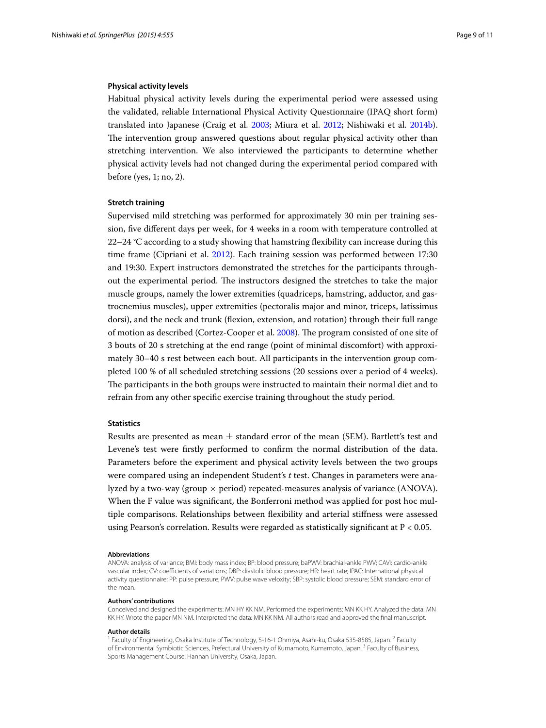### Physical activity levels

Habitual physical activity levels during the experimental period were assessed using the validated, reliable International Physical Activity Questionnaire (IPAQ short form) translated into Japanese (Craig et al. 2003; Miura et al. 2012; Nishiwaki et al. 2014b). The intervention group answered questions about regular physical activity other than stretching intervention. We also interviewed the participants to determine whether physical activity levels had not changed during the experimental period compared with before (yes, 1; no, 2).

### Stretch training

Supervised mild stretching was performed for approximately 30 min per training session, five different days per week, for 4 weeks in a room with temperature controlled at 22–24 °C according to a study showing that hamstring flexibility can increase during this time frame (Cipriani et al. 2012). Each training session was performed between 17:30 and 19:30. Expert instructors demonstrated the stretches for the participants throughout the experimental period. The instructors designed the stretches to take the major muscle groups, namely the lower extremities (quadriceps, hamstring, adductor, and gastrocnemius muscles), upper extremities (pectoralis major and minor, triceps, latissimus dorsi), and the neck and trunk (flexion, extension, and rotation) through their full range of motion as described (Cortez-Cooper et al. 2008). The program consisted of one site of 3 bouts of 20 s stretching at the end range (point of minimal discomfort) with approximately 30–40 s rest between each bout. All participants in the intervention group completed 100 % of all scheduled stretching sessions (20 sessions over a period of 4 weeks). The participants in the both groups were instructed to maintain their normal diet and to refrain from any other specific exercise training throughout the study period.

### Statistics

Results are presented as mean ± standard error of the mean (SEM). Bartlett's test and Levene's test were firstly performed to confirm the normal distribution of the data. Parameters before the experiment and physical activity levels between the two groups were compared using an independent Student's *t* test. Changes in parameters were analyzed by a two-way (group × period) repeated-measures analysis of variance (ANOVA). When the F value was significant, the Bonferroni method was applied for post hoc multiple comparisons. Relationships between flexibility and arterial stiffness were assessed using Pearson's correlation. Results were regarded as statistically significant at $P < 0.05$.

#### Abbreviations

ANOVA: analysis of variance; BMI: body mass index; BP: blood pressure; baPWV: brachial-ankle PWV; CAVI: cardio-ankle vascular index; CV: coefficients of variations; DBP: diastolic blood pressure; HR: heart rate; IPAC: International physical activity questionnaire; PP: pulse pressure; PWV: pulse wave veloxity; SBP: systolic blood pressure; SEM: standard error of the mean.

#### Authors' contributions

Conceived and designed the experiments: MN HY KK NM. Performed the experiments: MN KK HY. Analyzed the data: MN KK HY. Wrote the paper MN NM. Interpreted the data: MN KK NM. All authors read and approved the final manuscript.

#### Author details

[1] Faculty of Engineering, Osaka Institute of Technology, 5-16-1 Ohmiya, Asahi-ku, Osaka 535-8585, Japan. [2] Faculty of Environmental Symbiotic Sciences, Prefectural University of Kumamoto, Kumamoto, Japan. [3] Faculty of Business, Sports Management Course, Hannan University, Osaka, Japan.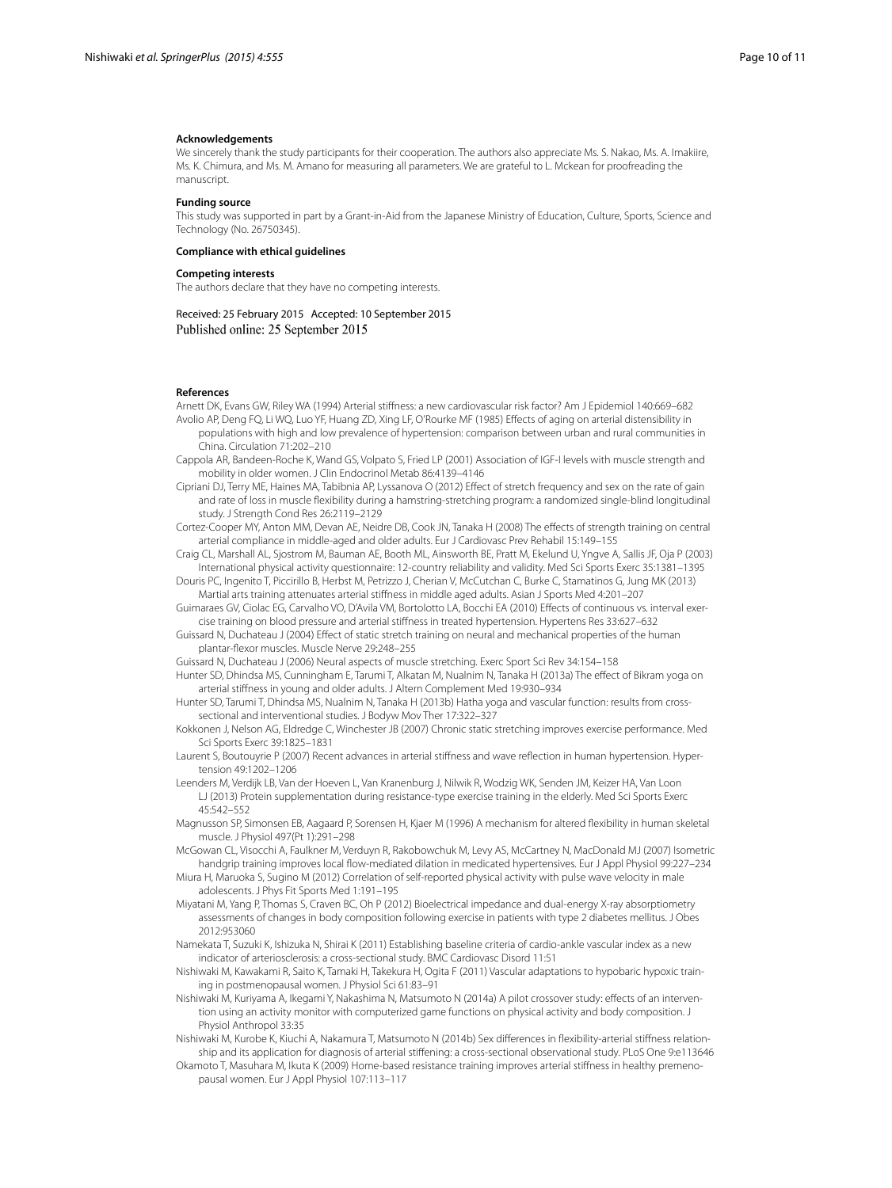### Acknowledgements

We sincerely thank the study participants for their cooperation. The authors also appreciate Ms. S. Nakao, Ms. A. Imakiire, Ms. K. Chimura, and Ms. M. Amano for measuring all parameters. We are grateful to L. Mckean for proofreading the manuscript.

### Funding source

This study was supported in part by a Grant-in-Aid from the Japanese Ministry of Education, Culture, Sports, Science and Technology (No. 26750345).

### Compliance with ethical guidelines

### Competing interests

The authors declare that they have no competing interests.

Received: 25 February 2015 Accepted: 10 September 2015
Published online: 25 September 2015

### References

Arnett DK, Evans GW, Riley WA (1994) Arterial stiffness: a new cardiovascular risk factor? Am J Epidemiol 140:669–682

Avolio AP, Deng FQ, Li WQ, Luo YF, Huang ZD, Xing LF, O'Rourke MF (1985) Effects of aging on arterial distensibility in populations with high and low prevalence of hypertension: comparison between urban and rural communities in China. Circulation 71:202–210

Cappola AR, Bandeen-Roche K, Wand GS, Volpato S, Fried LP (2001) Association of IGF-I levels with muscle strength and mobility in older women. J Clin Endocrinol Metab 86:4139–4146

Cipriani DJ, Terry ME, Haines MA, Tabibnia AP, Lyssanova O (2012) Effect of stretch frequency and sex on the rate of gain and rate of loss in muscle flexibility during a hamstring-stretching program: a randomized single-blind longitudinal study. J Strength Cond Res 26:2119–2129

Cortez-Cooper MY, Anton MM, Devan AE, Neidre DB, Cook JN, Tanaka H (2008) The effects of strength training on central arterial compliance in middle-aged and older adults. Eur J Cardiovasc Prev Rehabil 15:149–155

Craig CL, Marshall AL, Sjostrom M, Bauman AE, Booth ML, Ainsworth BE, Pratt M, Ekelund U, Yngve A, Sallis JF, Oja P (2003) International physical activity questionnaire: 12-country reliability and validity. Med Sci Sports Exerc 35:1381–1395

Douris PC, Ingenito T, Piccirillo B, Herbst M, Petrizzo J, Cherian V, McCutchan C, Burke C, Stamatinos G, Jung MK (2013) Martial arts training attenuates arterial stiffness in middle aged adults. Asian J Sports Med 4:201–207

Guimaraes GV, Ciolac EG, Carvalho VO, D'Avila VM, Bortolotto LA, Bocchi EA (2010) Effects of continuous vs. interval exercise training on blood pressure and arterial stiffness in treated hypertension. Hypertens Res 33:627–632

Guissard N, Duchateau J (2004) Effect of static stretch training on neural and mechanical properties of the human plantar-flexor muscles. Muscle Nerve 29:248–255

Guissard N, Duchateau J (2006) Neural aspects of muscle stretching. Exerc Sport Sci Rev 34:154–158

Hunter SD, Dhindsa MS, Cunningham E, Tarumi T, Alkatan M, Nualnim N, Tanaka H (2013a) The effect of Bikram yoga on arterial stiffness in young and older adults. J Altern Complement Med 19:930–934

Hunter SD, Tarumi T, Dhindsa MS, Nualnim N, Tanaka H (2013b) Hatha yoga and vascular function: results from cross-sectional and interventional studies. J Bodyw Mov Ther 17:322–327

Kokkonen J, Nelson AG, Eldredge C, Winchester JB (2007) Chronic static stretching improves exercise performance. Med Sci Sports Exerc 39:1825–1831

Laurent S, Boutouyrie P (2007) Recent advances in arterial stiffness and wave reflection in human hypertension. Hypertension 49:1202–1206

Leenders M, Verdijk LB, Van der Hoeven L, Van Kranenburg J, Nilwik R, Wodzig WK, Senden JM, Keizer HA, Van Loon LJ (2013) Protein supplementation during resistance-type exercise training in the elderly. Med Sci Sports Exerc 45:542–552

Magnusson SP, Simonsen EB, Aagaard P, Sorensen H, Kjaer M (1996) A mechanism for altered flexibility in human skeletal muscle. J Physiol 497(Pt 1):291–298

McGowan CL, Visocchi A, Faulkner M, Verduyn R, Rakobowchuk M, Levy AS, McCartney N, MacDonald MJ (2007) Isometric handgrip training improves local flow-mediated dilation in medicated hypertensives. Eur J Appl Physiol 99:227–234

Miura H, Maruoka S, Sugino M (2012) Correlation of self-reported physical activity with pulse wave velocity in male adolescents. J Phys Fit Sports Med 1:191–195

Miyatani M, Yang P, Thomas S, Craven BC, Oh P (2012) Bioelectrical impedance and dual-energy X-ray absorptiometry assessments of changes in body composition following exercise in patients with type 2 diabetes mellitus. J Obes 2012:953060

Namekata T, Suzuki K, Ishizuka N, Shirai K (2011) Establishing baseline criteria of cardio-ankle vascular index as a new indicator of arteriosclerosis: a cross-sectional study. BMC Cardiovasc Disord 11:51

Nishiwaki M, Kawakami R, Saito K, Tamaki H, Takekura H, Ogita F (2011) Vascular adaptations to hypobaric hypoxic training in postmenopausal women. J Physiol Sci 61:83–91

Nishiwaki M, Kuriyama A, Ikegami Y, Nakashima N, Matsumoto N (2014a) A pilot crossover study: effects of an intervention using an activity monitor with computerized game functions on physical activity and body composition. J Physiol Anthropol 33:35

Nishiwaki M, Kurobe K, Kiuchi A, Nakamura T, Matsumoto N (2014b) Sex differences in flexibility-arterial stiffness relationship and its application for diagnosis of arterial stiffening: a cross-sectional observational study. PLoS One 9:e113646

Okamoto T, Masuhara M, Ikuta K (2009) Home-based resistance training improves arterial stiffness in healthy premenopausal women. Eur J Appl Physiol 107:113–117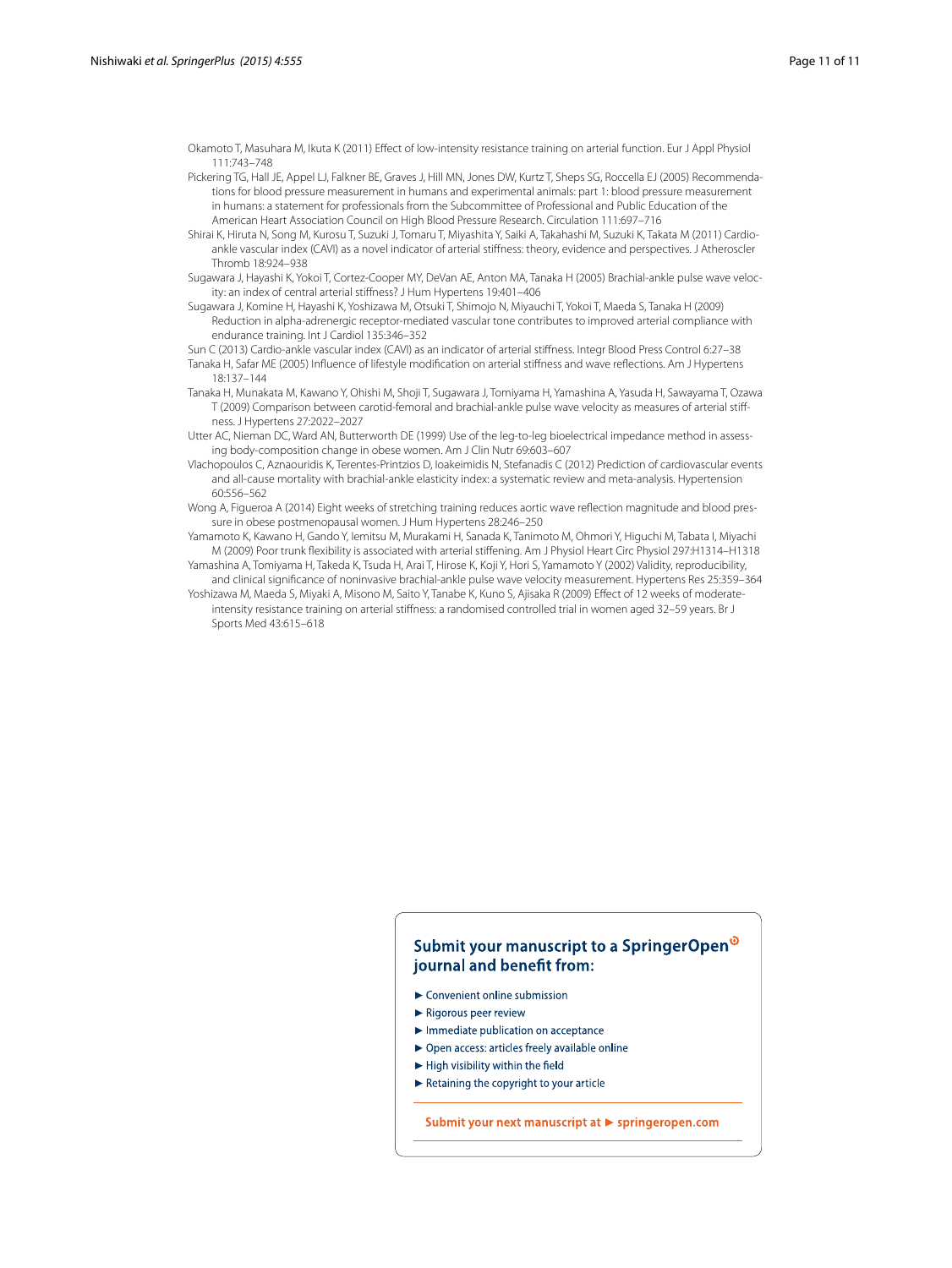Okamoto T, Masuhara M, Ikuta K (2011) Effect of low-intensity resistance training on arterial function. Eur J Appl Physiol 111:743–748

Pickering TG, Hall JE, Appel LJ, Falkner BE, Graves J, Hill MN, Jones DW, Kurtz T, Sheps SG, Roccella EJ (2005) Recommendations for blood pressure measurement in humans and experimental animals: part 1: blood pressure measurement in humans: a statement for professionals from the Subcommittee of Professional and Public Education of the American Heart Association Council on High Blood Pressure Research. Circulation 111:697–716

Shirai K, Hiruta N, Song M, Kurosu T, Suzuki J, Tomaru T, Miyashita Y, Saiki A, Takahashi M, Suzuki K, Takata M (2011) Cardio-ankle vascular index (CAVI) as a novel indicator of arterial stiffness: theory, evidence and perspectives. J Atheroscler Thromb 18:924–938

Sugawara J, Hayashi K, Yokoi T, Cortez-Cooper MY, DeVan AE, Anton MA, Tanaka H (2005) Brachial-ankle pulse wave velocity: an index of central arterial stiffness? J Hum Hypertens 19:401–406

Sugawara J, Komine H, Hayashi K, Yoshizawa M, Otsuki T, Shimojo N, Miyauchi T, Yokoi T, Maeda S, Tanaka H (2009) Reduction in alpha-adrenergic receptor-mediated vascular tone contributes to improved arterial compliance with endurance training. Int J Cardiol 135:346–352

Sun C (2013) Cardio-ankle vascular index (CAVI) as an indicator of arterial stiffness. Integr Blood Press Control 6:27–38

Tanaka H, Safar ME (2005) Influence of lifestyle modification on arterial stiffness and wave reflections. Am J Hypertens 18:137–144

Tanaka H, Munakata M, Kawano Y, Ohishi M, Shoji T, Sugawara J, Tomiyama H, Yamashina A, Yasuda H, Sawayama T, Ozawa T (2009) Comparison between carotid-femoral and brachial-ankle pulse wave velocity as measures of arterial stiffness. J Hypertens 27:2022–2027

Utter AC, Nieman DC, Ward AN, Butterworth DE (1999) Use of the leg-to-leg bioelectrical impedance method in assessing body-composition change in obese women. Am J Clin Nutr 69:603–607

Vlachopoulos C, Aznaouridis K, Terentes-Printzios D, Ioakeimidis N, Stefanadis C (2012) Prediction of cardiovascular events and all-cause mortality with brachial-ankle elasticity index: a systematic review and meta-analysis. Hypertension 60:556–562

Wong A, Figueroa A (2014) Eight weeks of stretching training reduces aortic wave reflection magnitude and blood pressure in obese postmenopausal women. J Hum Hypertens 28:246–250

Yamamoto K, Kawano H, Gando Y, Iemitsu M, Murakami H, Sanada K, Tanimoto M, Ohmori Y, Higuchi M, Tabata I, Miyachi M (2009) Poor trunk flexibility is associated with arterial stiffening. Am J Physiol Heart Circ Physiol 297:H1314–H1318

Yamashina A, Tomiyama H, Takeda K, Tsuda H, Arai T, Hirose K, Koji Y, Hori S, Yamamoto Y (2002) Validity, reproducibility, and clinical significance of noninvasive brachial-ankle pulse wave velocity measurement. Hypertens Res 25:359–364

Yoshizawa M, Maeda S, Miyaki A, Misono M, Saito Y, Tanabe K, Kuno S, Ajisaka R (2009) Effect of 12 weeks of moderate-intensity resistance training on arterial stiffness: a randomised controlled trial in women aged 32–59 years. Br J Sports Med 43:615–618

**Submit your manuscript to a SpringerOpen journal and benefit from:**

- ► Convenient online submission
- ► Rigorous peer review
- ► Immediate publication on acceptance
- ► Open access: articles freely available online
- ► High visibility within the field
- ► Retaining the copyright to your article

**Submit your next manuscript at ► springeropen.com**